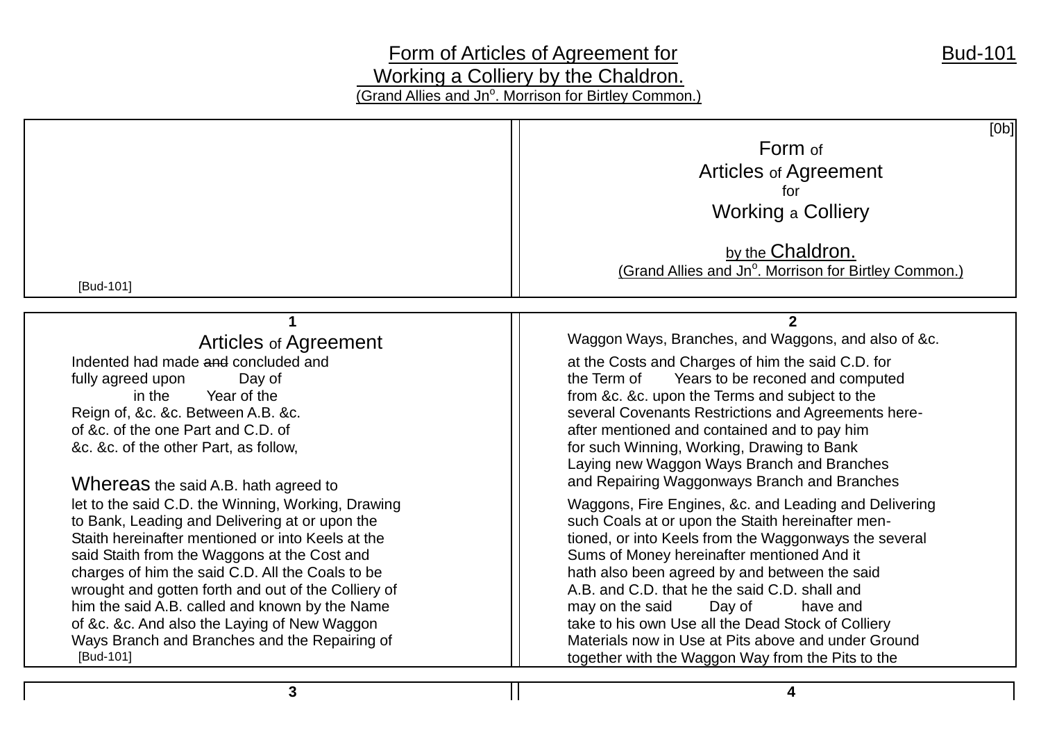# Form of Articles of Agreement for Working a Colliery by the Chaldron.

Bud-101

(Grand Allies and Jn$^{o}$. Morrison for Birtley Common.)

[0b]

## Form of Articles of Agreement for Working a Colliery by the Chaldron.

(Grand Allies and Jn$^{o}$. Morrison for Birtley Common.)

[Bud-101]

1

### Articles of Agreement

Indented had made ~~and~~ concluded and fully agreed upon Day of in the Year of the Reign of, &c. &c. Between A.B. &c. of &c. of the one Part and C.D. of &c. &c. of the other Part, as follow,

Whereas the said A.B. hath agreed to let to the said C.D. the Winning, Working, Drawing to Bank, Leading and Delivering at or upon the Staith hereinafter mentioned or into Keels at the said Staith from the Waggons at the Cost and charges of him the said C.D. All the Coals to be wrought and gotten forth and out of the Colliery of him the said A.B. called and known by the Name of &c. &c. And also the Laying of New Waggon Ways Branch and Branches and the Repairing of

[Bud-101]

2

Waggon Ways, Branches, and Waggons, and also of &c. at the Costs and Charges of him the said C.D. for the Term of Years to be reconed and computed from &c. &c. upon the Terms and subject to the several Covenants Restrictions and Agreements hereafter mentioned and contained and to pay him for such Winning, Working, Drawing to Bank Laying new Waggon Ways Branch and Branches and Repairing Waggonways Branch and Branches Waggons, Fire Engines, &c. and Leading and Delivering such Coals at or upon the Staith hereinafter mentioned, or into Keels from the Waggonways the several Sums of Money hereinafter mentioned And it hath also been agreed by and between the said A.B. and C.D. that he the said C.D. shall and may on the said Day of have and take to his own Use all the Dead Stock of Colliery Materials now in Use at Pits above and under Ground together with the Waggon Way from the Pits to the

3

4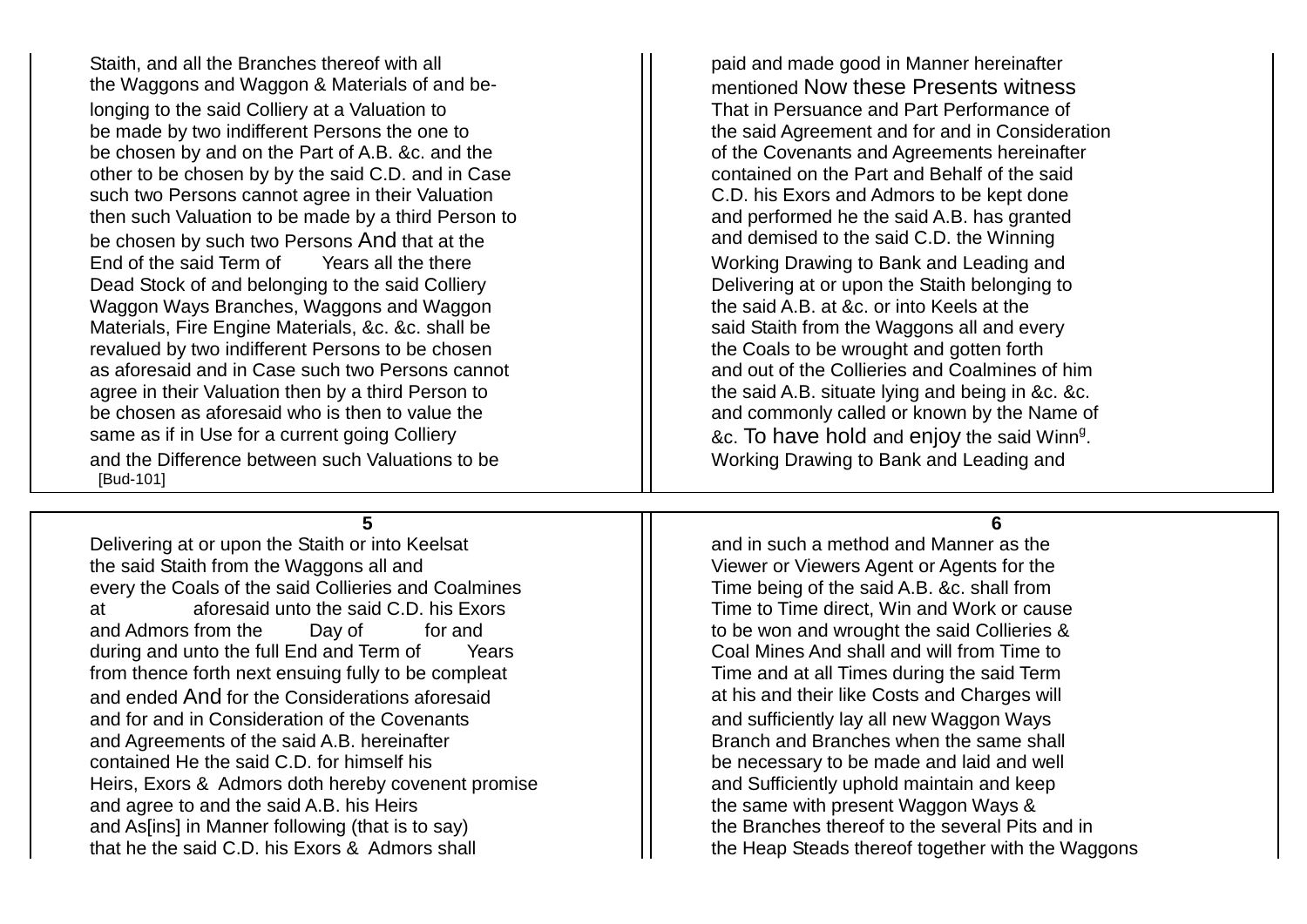Staith, and all the Branches thereof with all the Waggons and Waggon & Materials of and belonging to the said Colliery at a Valuation to be made by two indifferent Persons the one to be chosen by and on the Part of A.B. &c. and the other to be chosen by by the said C.D. and in Case such two Persons cannot agree in their Valuation then such Valuation to be made by a third Person to be chosen by such two Persons And that at the End of the said Term of        Years all the there Dead Stock of and belonging to the said Colliery Waggon Ways Branches, Waggons and Waggon Materials, Fire Engine Materials, &c. &c. shall be revalued by two indifferent Persons to be chosen as aforesaid and in Case such two Persons cannot agree in their Valuation then by a third Person to be chosen as aforesaid who is then to value the same as if in Use for a current going Colliery and the Difference between such Valuations to be

[Bud-101]

paid and made good in Manner hereinafter mentioned Now these Presents witness That in Persuance and Part Performance of the said Agreement and for and in Consideration of the Covenants and Agreements hereinafter contained on the Part and Behalf of the said C.D. his Exors and Admors to be kept done and performed he the said A.B. has granted and demised to the said C.D. the Winning Working Drawing to Bank and Leading and Delivering at or upon the Staith belonging to the said A.B. at &c. or into Keels at the said Staith from the Waggons all and every the Coals to be wrought and gotten forth and out of the Collieries and Coalmines of him the said A.B. situate lying and being in &c. &c. and commonly called or known by the Name of &c. To have hold and enjoy the said Winn[g]. Working Drawing to Bank and Leading and

Delivering at or upon the Staith or into Keelsat the said Staith from the Waggons all and every the Coals of the said Collieries and Coalmines at        aforesaid unto the said C.D. his Exors and Admors from the        Day of        for and during and unto the full End and Term of        Years from thence forth next ensuing fully to be compleat and ended And for the Considerations aforesaid and for and in Consideration of the Covenants and Agreements of the said A.B. hereinafter contained He the said C.D. for himself his Heirs, Exors & Admors doth hereby covenent promise and agree to and the said A.B. his Heirs and As[ins] in Manner following (that is to say) that he the said C.D. his Exors & Admors shall

and in such a method and Manner as the Viewer or Viewers Agent or Agents for the Time being of the said A.B. &c. shall from Time to Time direct, Win and Work or cause to be won and wrought the said Collieries & Coal Mines And shall and will from Time to Time and at all Times during the said Term at his and their like Costs and Charges will and sufficiently lay all new Waggon Ways Branch and Branches when the same shall be necessary to be made and laid and well and Sufficiently uphold maintain and keep the same with present Waggon Ways & the Branches thereof to the several Pits and in the Heap Steads thereof together with the Waggons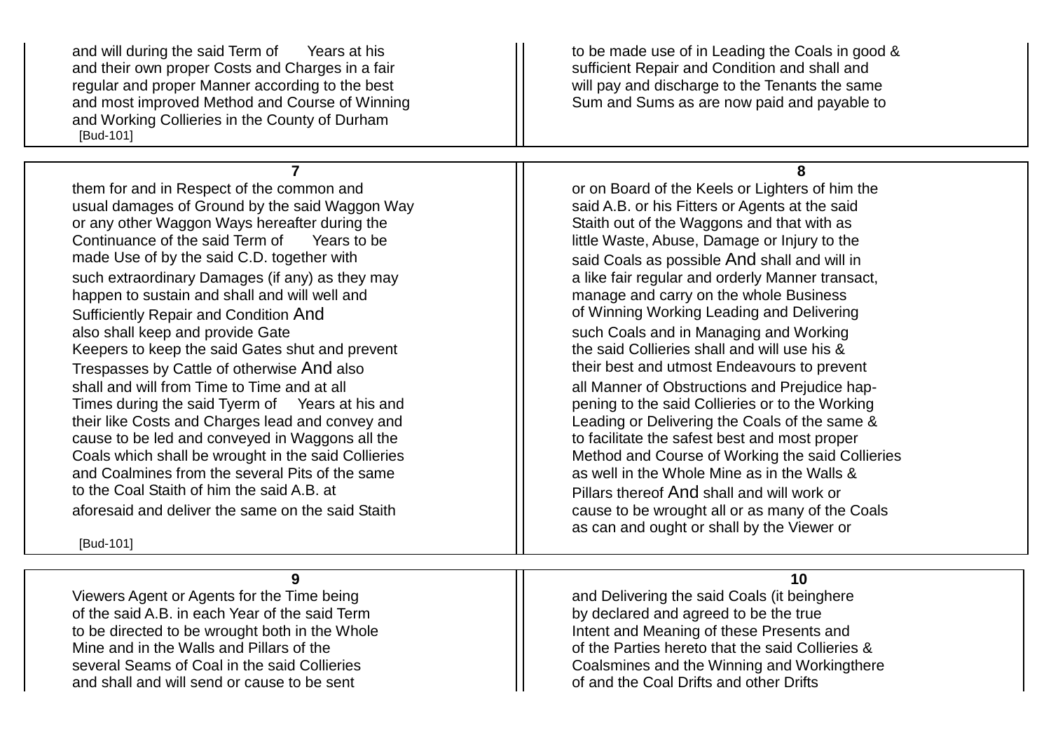and will during the said Term of      Years at his
and their own proper Costs and Charges in a fair
regular and proper Manner according to the best
and most improved Method and Course of Winning
and Working Collieries in the County of Durham

[Bud-101]

to be made use of in Leading the Coals in good &
sufficient Repair and Condition and shall and
will pay and discharge to the Tenants the same
Sum and Sums as are now paid and payable to

**7**

them for and in Respect of the common and
usual damages of Ground by the said Waggon Way
or any other Waggon Ways hereafter during the
Continuance of the said Term of      Years to be
made Use of by the said C.D. together with
such extraordinary Damages (if any) as they may
happen to sustain and shall and will well and
Sufficiently Repair and Condition And
also shall keep and provide Gate
Keepers to keep the said Gates shut and prevent
Trespasses by Cattle of otherwise And also
shall and will from Time to Time and at all
Times during the said Tyerm of      Years at his and
their like Costs and Charges lead and convey and
cause to be led and conveyed in Waggons all the
Coals which shall be wrought in the said Collieries
and Coalmines from the several Pits of the same
to the Coal Staith of him the said A.B. at
aforesaid and deliver the same on the said Staith

[Bud-101]

**8**

or on Board of the Keels or Lighters of him the
said A.B. or his Fitters or Agents at the said
Staith out of the Waggons and that with as
little Waste, Abuse, Damage or Injury to the
said Coals as possible And shall and will in
a like fair regular and orderly Manner transact,
manage and carry on the whole Business
of Winning Working Leading and Delivering
such Coals and in Managing and Working
the said Collieries shall and will use his &
their best and utmost Endeavours to prevent
all Manner of Obstructions and Prejudice hap-
pening to the said Collieries or to the Working
Leading or Delivering the Coals of the same &
to facilitate the safest best and most proper
Method and Course of Working the said Collieries
as well in the Whole Mine as in the Walls &
Pillars thereof And shall and will work or
cause to be wrought all or as many of the Coals
as can and ought or shall by the Viewer or

**9**

Viewers Agent or Agents for the Time being
of the said A.B. in each Year of the said Term
to be directed to be wrought both in the Whole
Mine and in the Walls and Pillars of the
several Seams of Coal in the said Collieries
and shall and will send or cause to be sent

**10**

and Delivering the said Coals (it beinghere
by declared and agreed to be the true
Intent and Meaning of these Presents and
of the Parties hereto that the said Collieries &
Coalsmines and the Winning and Workingthere
of and the Coal Drifts and other Drifts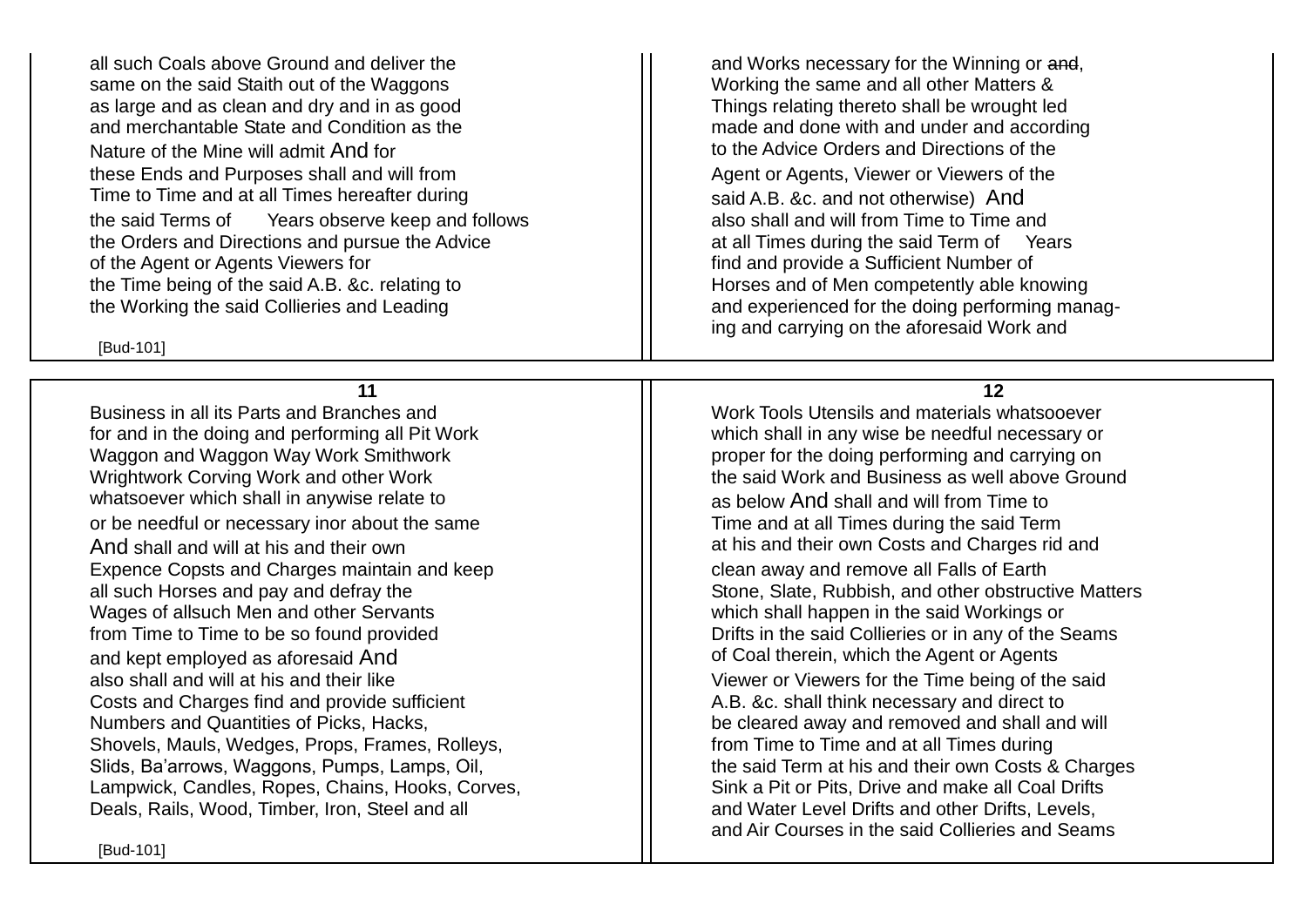all such Coals above Ground and deliver the
same on the said Staith out of the Waggons
as large and as clean and dry and in as good
and merchantable State and Condition as the
Nature of the Mine will admit And for
these Ends and Purposes shall and will from
Time to Time and at all Times hereafter during
the said Terms of     Years observe keep and follows
the Orders and Directions and pursue the Advice
of the Agent or Agents Viewers for
the Time being of the said A.B. &c. relating to
the Working the said Collieries and Leading

[Bud-101]

and Works necessary for the Winning or ~~and~~,
Working the same and all other Matters &
Things relating thereto shall be wrought led
made and done with and under and according
to the Advice Orders and Directions of the
Agent or Agents, Viewer or Viewers of the
said A.B. &c. and not otherwise) And
also shall and will from Time to Time and
at all Times during the said Term of     Years
find and provide a Sufficient Number of
Horses and of Men competently able knowing
and experienced for the doing performing manag-
ing and carrying on the aforesaid Work and

**11**

Business in all its Parts and Branches and
for and in the doing and performing all Pit Work
Waggon and Waggon Way Work Smithwork
Wrightwork Corving Work and other Work
whatsoever which shall in anywise relate to
or be needful or necessary inor about the same
And shall and will at his and their own
Expence Copsts and Charges maintain and keep
all such Horses and pay and defray the
Wages of allsuch Men and other Servants
from Time to Time to be so found provided
and kept employed as aforesaid And
also shall and will at his and their like
Costs and Charges find and provide sufficient
Numbers and Quantities of Picks, Hacks,
Shovels, Mauls, Wedges, Props, Frames, Rolleys,
Slids, Ba'arrows, Waggons, Pumps, Lamps, Oil,
Lampwick, Candles, Ropes, Chains, Hooks, Corves,
Deals, Rails, Wood, Timber, Iron, Steel and all

[Bud-101]

**12**

Work Tools Utensils and materials whatsooever
which shall in any wise be needful necessary or
proper for the doing performing and carrying on
the said Work and Business as well above Ground
as below And shall and will from Time to
Time and at all Times during the said Term
at his and their own Costs and Charges rid and
clean away and remove all Falls of Earth
Stone, Slate, Rubbish, and other obstructive Matters
which shall happen in the said Workings or
Drifts in the said Collieries or in any of the Seams
of Coal therein, which the Agent or Agents
Viewer or Viewers for the Time being of the said
A.B. &c. shall think necessary and direct to
be cleared away and removed and shall and will
from Time to Time and at all Times during
the said Term at his and their own Costs & Charges
Sink a Pit or Pits, Drive and make all Coal Drifts
and Water Level Drifts and other Drifts, Levels,
and Air Courses in the said Collieries and Seams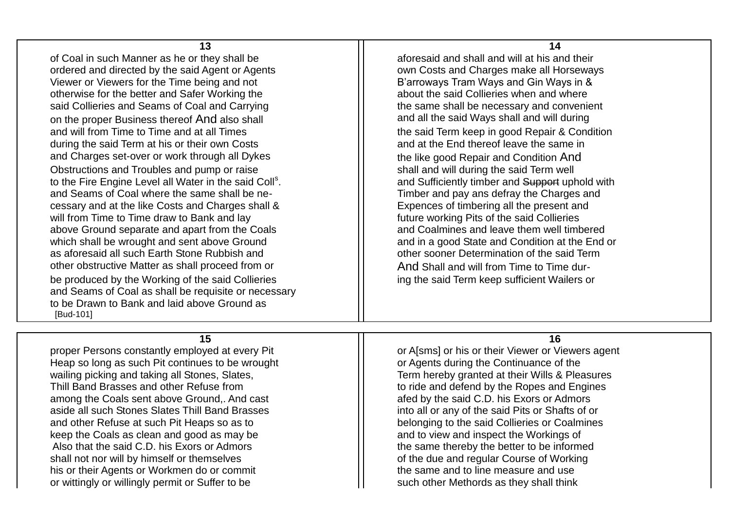**13**

of Coal in such Manner as he or they shall be
ordered and directed by the said Agent or Agents
Viewer or Viewers for the Time being and not
otherwise for the better and Safer Working the
said Collieries and Seams of Coal and Carrying
on the proper Business thereof And also shall
and will from Time to Time and at all Times
during the said Term at his or their own Costs
and Charges set-over or work through all Dykes
Obstructions and Troubles and pump or raise
to the Fire Engine Level all Water in the said Coll[s].
and Seams of Coal where the same shall be ne-
cessary and at the like Costs and Charges shall &
will from Time to Time draw to Bank and lay
above Ground separate and apart from the Coals
which shall be wrought and sent above Ground
as aforesaid all such Earth Stone Rubbish and
other obstructive Matter as shall proceed from or
be produced by the Working of the said Collieries
and Seams of Coal as shall be requisite or necessary
to be Drawn to Bank and laid above Ground as

[Bud-101]

**14**

aforesaid and shall and will at his and their
own Costs and Charges make all Horseways
B'arroways Tram Ways and Gin Ways in &
about the said Collieries when and where
the same shall be necessary and convenient
and all the said Ways shall and will during
the said Term keep in good Repair & Condition
and at the End thereof leave the same in
the like good Repair and Condition And
shall and will during the said Term well
and Sufficiently timber and ~~Support~~ uphold with
Timber and pay ans defray the Charges and
Expences of timbering all the present and
future working Pits of the said Collieries
and Coalmines and leave them well timbered
and in a good State and Condition at the End or
other sooner Determination of the said Term
And Shall and will from Time to Time dur-
ing the said Term keep sufficient Wailers or

**15**

proper Persons constantly employed at every Pit
Heap so long as such Pit continues to be wrought
wailing picking and taking all Stones, Slates,
Thill Band Brasses and other Refuse from
among the Coals sent above Ground,. And cast
aside all such Stones Slates Thill Band Brasses
and other Refuse at such Pit Heaps so as to
keep the Coals as clean and good as may be
Also that the said C.D. his Exors or Admors
shall not nor will by himself or themselves
his or their Agents or Workmen do or commit
or wittingly or willingly permit or Suffer to be

**16**

or A[sms] or his or their Viewer or Viewers agent
or Agents during the Continuance of the
Term hereby granted at their Wills & Pleasures
to ride and defend by the Ropes and Engines
afed by the said C.D. his Exors or Admors
into all or any of the said Pits or Shafts of or
belonging to the said Collieries or Coalmines
and to view and inspect the Workings of
the same thereby the better to be informed
of the due and regular Course of Working
the same and to line measure and use
such other Methords as they shall think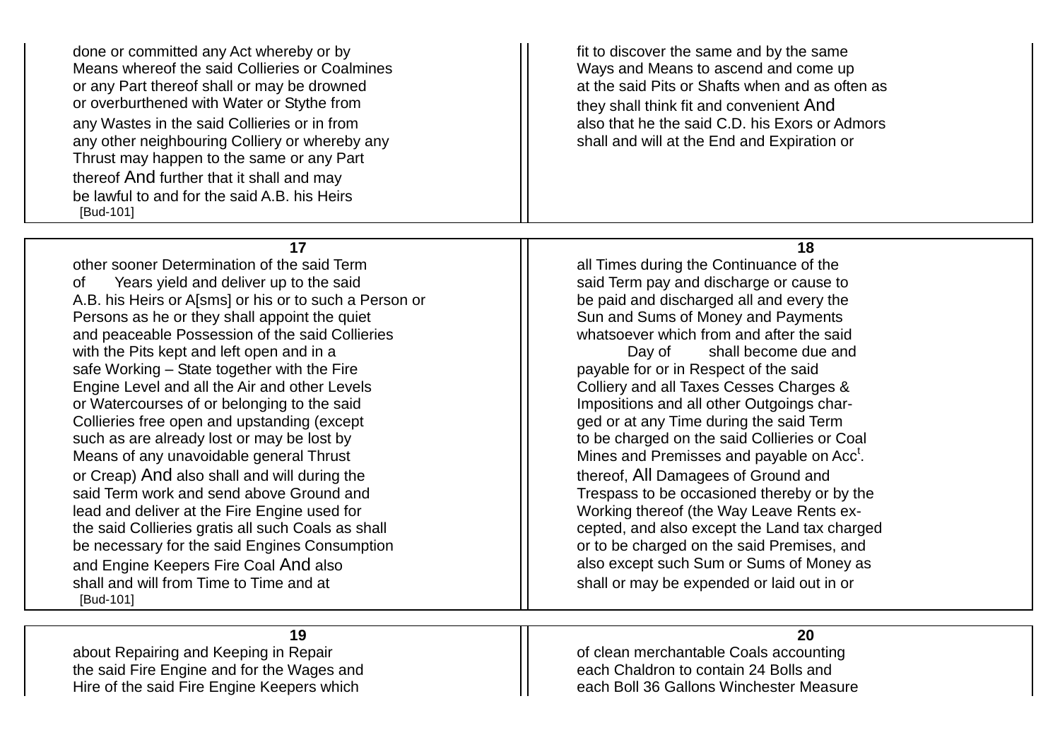done or committed any Act whereby or by
Means whereof the said Collieries or Coalmines
or any Part thereof shall or may be drowned
or overburthened with Water or Stythe from
any Wastes in the said Collieries or in from
any other neighbouring Colliery or whereby any
Thrust may happen to the same or any Part
thereof And further that it shall and may
be lawful to and for the said A.B. his Heirs
[Bud-101]

fit to discover the same and by the same
Ways and Means to ascend and come up
at the said Pits or Shafts when and as often as
they shall think fit and convenient And
also that he the said C.D. his Exors or Admors
shall and will at the End and Expiration or

**17**

other sooner Determination of the said Term
of Years yield and deliver up to the said
A.B. his Heirs or A[sms] or his or to such a Person or
Persons as he or they shall appoint the quiet
and peaceable Possession of the said Collieries
with the Pits kept and left open and in a
safe Working – State together with the Fire
Engine Level and all the Air and other Levels
or Watercourses of or belonging to the said
Collieries free open and upstanding (except
such as are already lost or may be lost by
Means of any unavoidable general Thrust
or Creap) And also shall and will during the
said Term work and send above Ground and
lead and deliver at the Fire Engine used for
the said Collieries gratis all such Coals as shall
be necessary for the said Engines Consumption
and Engine Keepers Fire Coal And also
shall and will from Time to Time and at
[Bud-101]

**18**

all Times during the Continuance of the
said Term pay and discharge or cause to
be paid and discharged all and every the
Sun and Sums of Money and Payments
whatsoever which from and after the said
Day of shall become due and
payable for or in Respect of the said
Colliery and all Taxes Cesses Charges &
Impositions and all other Outgoings char-
ged or at any Time during the said Term
to be charged on the said Collieries or Coal
Mines and Premisses and payable on Acc[t].
thereof, All Damagees of Ground and
Trespass to be occasioned thereby or by the
Working thereof (the Way Leave Rents ex-
cepted, and also except the Land tax charged
or to be charged on the said Premises, and
also except such Sum or Sums of Money as
shall or may be expended or laid out in or

**19**

about Repairing and Keeping in Repair
the said Fire Engine and for the Wages and
Hire of the said Fire Engine Keepers which

**20**

of clean merchantable Coals accounting
each Chaldron to contain 24 Bolls and
each Boll 36 Gallons Winchester Measure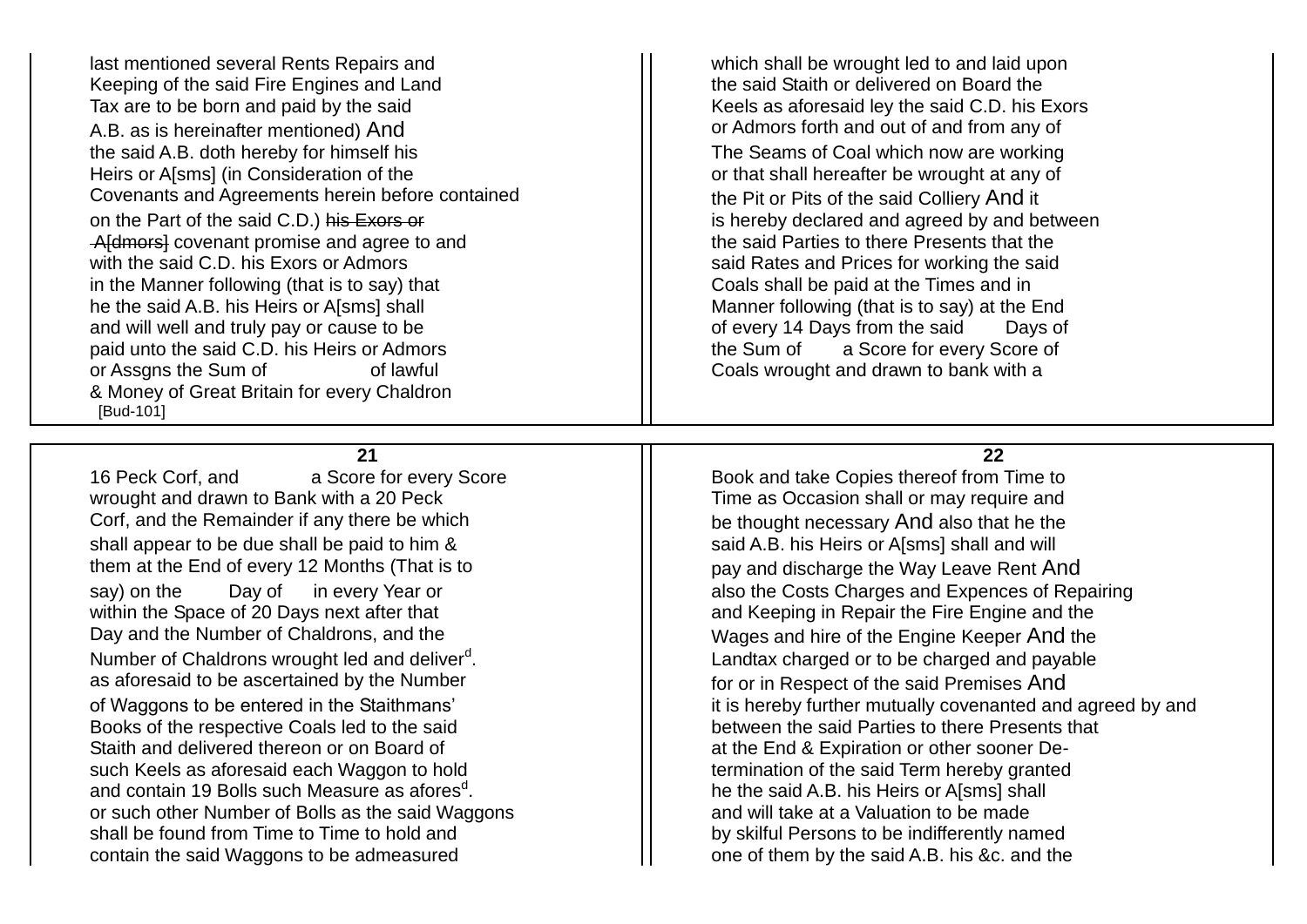last mentioned several Rents Repairs and
Keeping of the said Fire Engines and Land
Tax are to be born and paid by the said
A.B. as is hereinafter mentioned) And
the said A.B. doth hereby for himself his
Heirs or A[sms] (in Consideration of the
Covenants and Agreements herein before contained
on the Part of the said C.D.) ~~his Exors or A[dmors]~~ covenant promise and agree to and
with the said C.D. his Exors or Admors
in the Manner following (that is to say) that
he the said A.B. his Heirs or A[sms] shall
and will well and truly pay or cause to be
paid unto the said C.D. his Heirs or Admors
or Assgns the Sum of of lawful
& Money of Great Britain for every Chaldron
[Bud-101]

which shall be wrought led to and laid upon
the said Staith or delivered on Board the
Keels as aforesaid ley the said C.D. his Exors
or Admors forth and out of and from any of
The Seams of Coal which now are working
or that shall hereafter be wrought at any of
the Pit or Pits of the said Colliery And it
is hereby declared and agreed by and between
the said Parties to there Presents that the
said Rates and Prices for working the said
Coals shall be paid at the Times and in
Manner following (that is to say) at the End
of every 14 Days from the said Days of
the Sum of a Score for every Score of
Coals wrought and drawn to bank with a

16 Peck Corf, and a Score for every Score
wrought and drawn to Bank with a 20 Peck
Corf, and the Remainder if any there be which
shall appear to be due shall be paid to him &
them at the End of every 12 Months (That is to
say) on the Day of in every Year or
within the Space of 20 Days next after that
Day and the Number of Chaldrons, and the
Number of Chaldrons wrought led and deliver[d].
as aforesaid to be ascertained by the Number
of Waggons to be entered in the Staithmans'
Books of the respective Coals led to the said
Staith and delivered thereon or on Board of
such Keels as aforesaid each Waggon to hold
and contain 19 Bolls such Measure as afores[d].
or such other Number of Bolls as the said Waggons
shall be found from Time to Time to hold and
contain the said Waggons to be admeasured

Book and take Copies thereof from Time to
Time as Occasion shall or may require and
be thought necessary And also that he the
said A.B. his Heirs or A[sms] shall and will
pay and discharge the Way Leave Rent And
also the Costs Charges and Expences of Repairing
and Keeping in Repair the Fire Engine and the
Wages and hire of the Engine Keeper And the
Landtax charged or to be charged and payable
for or in Respect of the said Premises And
it is hereby further mutually covenanted and agreed by and
between the said Parties to there Presents that
at the End & Expiration or other sooner De-
termination of the said Term hereby granted
he the said A.B. his Heirs or A[sms] shall
and will take at a Valuation to be made
by skilful Persons to be indifferently named
one of them by the said A.B. his &c. and the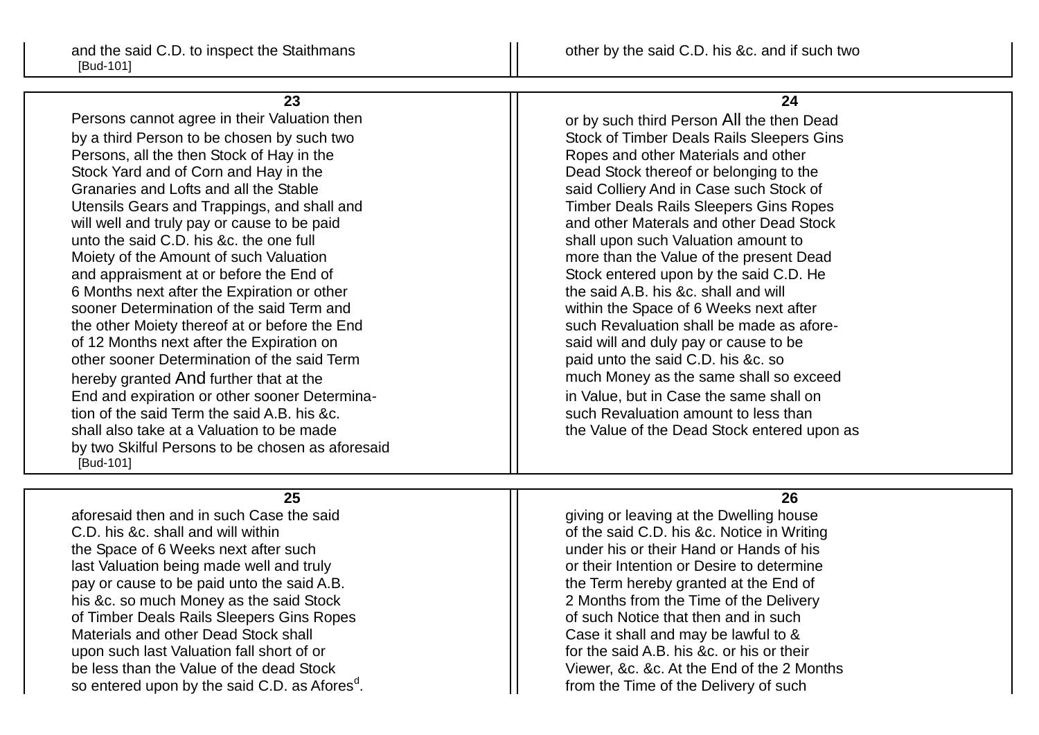and the said C.D. to inspect the Staithmans

[Bud-101]

other by the said C.D. his &c. and if such two

**23**

Persons cannot agree in their Valuation then
by a third Person to be chosen by such two
Persons, all the then Stock of Hay in the
Stock Yard and of Corn and Hay in the
Granaries and Lofts and all the Stable
Utensils Gears and Trappings, and shall and
will well and truly pay or cause to be paid
unto the said C.D. his &c. the one full
Moiety of the Amount of such Valuation
and appraisment at or before the End of
6 Months next after the Expiration or other
sooner Determination of the said Term and
the other Moiety thereof at or before the End
of 12 Months next after the Expiration on
other sooner Determination of the said Term
hereby granted And further that at the
End and expiration or other sooner Determina-
tion of the said Term the said A.B. his &c.
shall also take at a Valuation to be made
by two Skilful Persons to be chosen as aforesaid

[Bud-101]

**24**

or by such third Person All the then Dead
Stock of Timber Deals Rails Sleepers Gins
Ropes and other Materials and other
Dead Stock thereof or belonging to the
said Colliery And in Case such Stock of
Timber Deals Rails Sleepers Gins Ropes
and other Materals and other Dead Stock
shall upon such Valuation amount to
more than the Value of the present Dead
Stock entered upon by the said C.D. He
the said A.B. his &c. shall and will
within the Space of 6 Weeks next after
such Revaluation shall be made as afore-
said will and duly pay or cause to be
paid unto the said C.D. his &c. so
much Money as the same shall so exceed
in Value, but in Case the same shall on
such Revaluation amount to less than
the Value of the Dead Stock entered upon as

**25**

aforesaid then and in such Case the said
C.D. his &c. shall and will within
the Space of 6 Weeks next after such
last Valuation being made well and truly
pay or cause to be paid unto the said A.B.
his &c. so much Money as the said Stock
of Timber Deals Rails Sleepers Gins Ropes
Materials and other Dead Stock shall
upon such last Valuation fall short of or
be less than the Value of the dead Stock
so entered upon by the said C.D. as Afores[d].

**26**

giving or leaving at the Dwelling house
of the said C.D. his &c. Notice in Writing
under his or their Hand or Hands of his
or their Intention or Desire to determine
the Term hereby granted at the End of
2 Months from the Time of the Delivery
of such Notice that then and in such
Case it shall and may be lawful to &
for the said A.B. his &c. or his or their
Viewer, &c. &c. At the End of the 2 Months
from the Time of the Delivery of such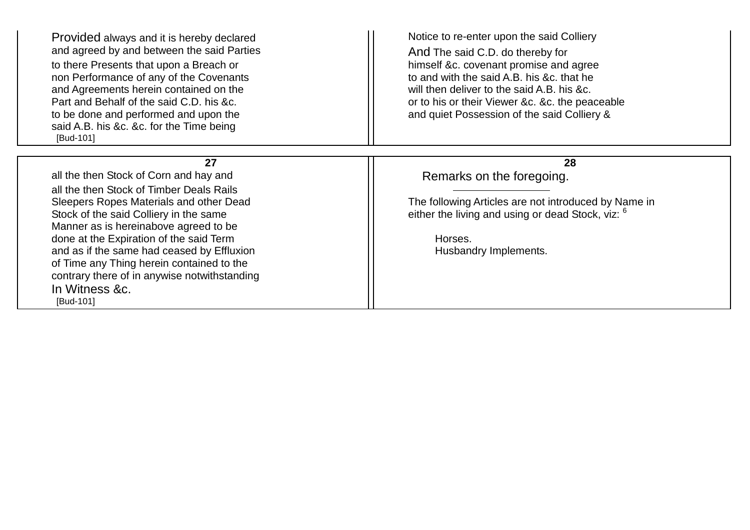Provided always and it is hereby declared
and agreed by and between the said Parties
to there Presents that upon a Breach or
non Performance of any of the Covenants
and Agreements herein contained on the
Part and Behalf of the said C.D. his &c.
to be done and performed and upon the
said A.B. his &c. &c. for the Time being

[Bud-101]

Notice to re-enter upon the said Colliery
And The said C.D. do thereby for
himself &c. covenant promise and agree
to and with the said A.B. his &c. that he
will then deliver to the said A.B. his &c.
or to his or their Viewer &c. &c. the peaceable
and quiet Possession of the said Colliery &

27

all the then Stock of Corn and hay and
all the then Stock of Timber Deals Rails
Sleepers Ropes Materials and other Dead
Stock of the said Colliery in the same
Manner as is hereinabove agreed to be
done at the Expiration of the said Term
and as if the same had ceased by Effluxion
of Time any Thing herein contained to the
contrary there of in anywise notwithstanding
In Witness &c.

[Bud-101]

28

## Remarks on the foregoing.

---

The following Articles are not introduced by Name in
either the living and using or dead Stock, viz: [6]

Horses.
Husbandry Implements.